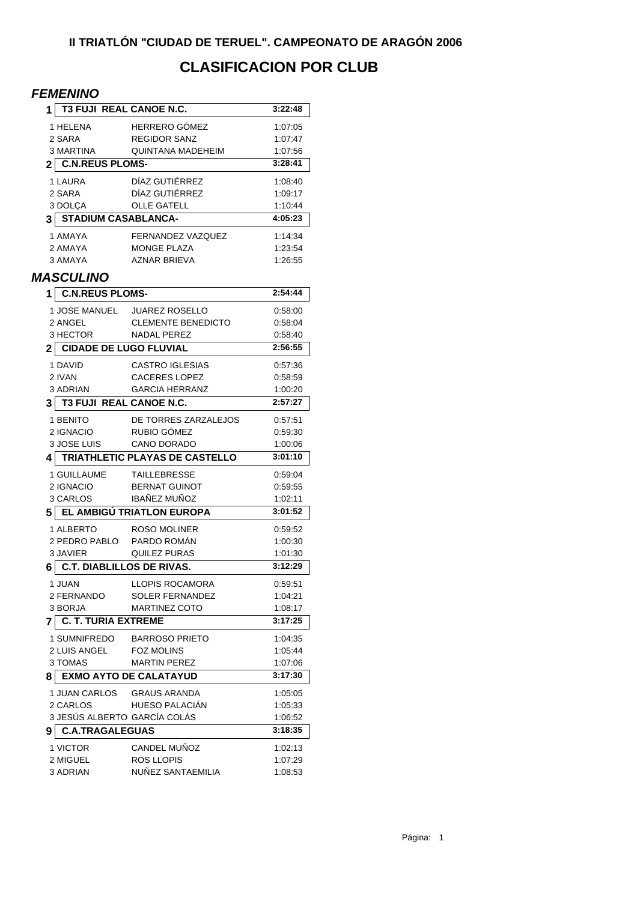## II TRIATLÓN "CIUDAD DE TERUEL". CAMPEONATO DE ARAGÓN 2006

# CLASIFICACION POR CLUB

### *FEMENINO*

| Pos. | Nombre | Apellidos | Tiempo |
|---|---|---|---|
| **1** | **T3 FUJI REAL CANOE N.C.** | | **3:22:48** |
| | 1 HELENA | HERRERO GÓMEZ | 1:07:05 |
| | 2 SARA | REGIDOR SANZ | 1:07:47 |
| | 3 MARTINA | QUINTANA MADEHEIM | 1:07:56 |
| **2** | **C.N.REUS PLOMS-** | | **3:28:41** |
| | 1 LAURA | DÍAZ GUTIÉRREZ | 1:08:40 |
| | 2 SARA | DÍAZ GUTIÉRREZ | 1:09:17 |
| | 3 DOLÇA | OLLE GATELL | 1:10:44 |
| **3** | **STADIUM CASABLANCA-** | | **4:05:23** |
| | 1 AMAYA | FERNANDEZ VAZQUEZ | 1:14:34 |
| | 2 AMAYA | MONGE PLAZA | 1:23:54 |
| | 3 AMAYA | AZNAR BRIEVA | 1:26:55 |

### *MASCULINO*

| Pos. | Nombre | Apellidos | Tiempo |
|---|---|---|---|
| **1** | **C.N.REUS PLOMS-** | | **2:54:44** |
| | 1 JOSE MANUEL | JUAREZ ROSELLO | 0:58:00 |
| | 2 ANGEL | CLEMENTE BENEDICTO | 0:58:04 |
| | 3 HECTOR | NADAL PEREZ | 0:58:40 |
| **2** | **CIDADE DE LUGO FLUVIAL** | | **2:56:55** |
| | 1 DAVID | CASTRO IGLESIAS | 0:57:36 |
| | 2 IVAN | CACERES LOPEZ | 0:58:59 |
| | 3 ADRIAN | GARCIA HERRANZ | 1:00:20 |
| **3** | **T3 FUJI REAL CANOE N.C.** | | **2:57:27** |
| | 1 BENITO | DE TORRES ZARZALEJOS | 0:57:51 |
| | 2 IGNACIO | RUBIO GÓMEZ | 0:59:30 |
| | 3 JOSE LUIS | CANO DORADO | 1:00:06 |
| **4** | **TRIATHLETIC PLAYAS DE CASTELLO** | | **3:01:10** |
| | 1 GUILLAUME | TAILLEBRESSE | 0:59:04 |
| | 2 IGNACIO | BERNAT GUINOT | 0:59:55 |
| | 3 CARLOS | IBAÑEZ MUÑOZ | 1:02:11 |
| **5** | **EL AMBIGÚ TRIATLON EUROPA** | | **3:01:52** |
| | 1 ALBERTO | ROSO MOLINER | 0:59:52 |
| | 2 PEDRO PABLO | PARDO ROMÁN | 1:00:30 |
| | 3 JAVIER | QUILEZ PURAS | 1:01:30 |
| **6** | **C.T. DIABLILLOS DE RIVAS.** | | **3:12:29** |
| | 1 JUAN | LLOPIS ROCAMORA | 0:59:51 |
| | 2 FERNANDO | SOLER FERNANDEZ | 1:04:21 |
| | 3 BORJA | MARTINEZ COTO | 1:08:17 |
| **7** | **C. T. TURIA EXTREME** | | **3:17:25** |
| | 1 SUMNIFREDO | BARROSO PRIETO | 1:04:35 |
| | 2 LUIS ANGEL | FOZ MOLINS | 1:05:44 |
| | 3 TOMAS | MARTIN PEREZ | 1:07:06 |
| **8** | **EXMO AYTO DE CALATAYUD** | | **3:17:30** |
| | 1 JUAN CARLOS | GRAUS ARANDA | 1:05:05 |
| | 2 CARLOS | HUESO PALACIÁN | 1:05:33 |
| | 3 JESÚS ALBERTO | GARCÍA COLÁS | 1:06:52 |
| **9** | **C.A.TRAGALEGUAS** | | **3:18:35** |
| | 1 VICTOR | CANDEL MUÑOZ | 1:02:13 |
| | 2 MIGUEL | ROS LLOPIS | 1:07:29 |
| | 3 ADRIAN | NUÑEZ SANTAEMILIA | 1:08:53 |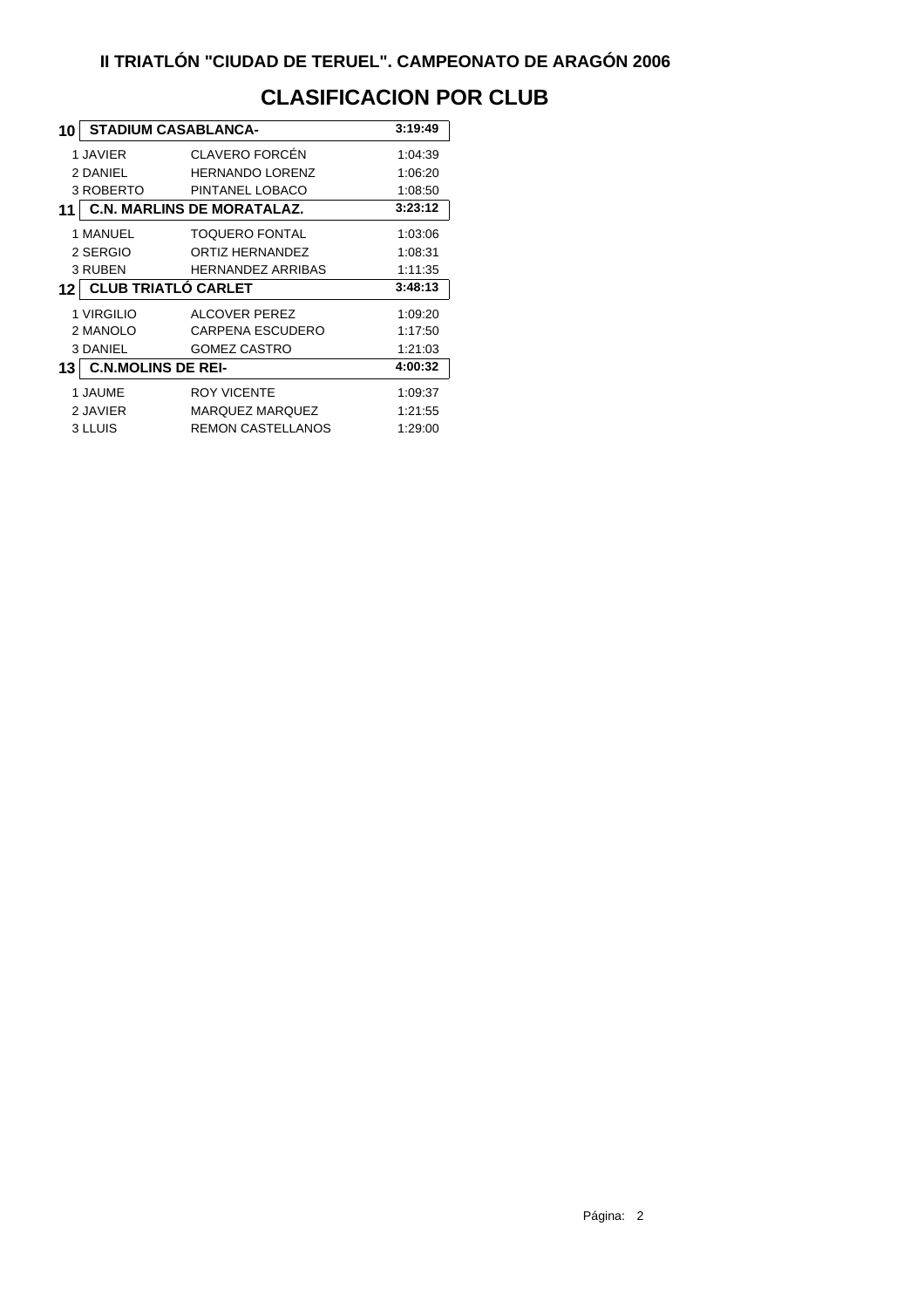## II TRIATLÓN "CIUDAD DE TERUEL". CAMPEONATO DE ARAGÓN 2006

# CLASIFICACION POR CLUB

| | | | |
|---|---|---|---|
| **10** | **STADIUM CASABLANCA-** | | **3:19:49** |
| | 1 JAVIER | CLAVERO FORCÉN | 1:04:39 |
| | 2 DANIEL | HERNANDO LORENZ | 1:06:20 |
| | 3 ROBERTO | PINTANEL LOBACO | 1:08:50 |
| **11** | **C.N. MARLINS DE MORATALAZ.** | | **3:23:12** |
| | 1 MANUEL | TOQUERO FONTAL | 1:03:06 |
| | 2 SERGIO | ORTIZ HERNANDEZ | 1:08:31 |
| | 3 RUBEN | HERNANDEZ ARRIBAS | 1:11:35 |
| **12** | **CLUB TRIATLÓ CARLET** | | **3:48:13** |
| | 1 VIRGILIO | ALCOVER PEREZ | 1:09:20 |
| | 2 MANOLO | CARPENA ESCUDERO | 1:17:50 |
| | 3 DANIEL | GOMEZ CASTRO | 1:21:03 |
| **13** | **C.N.MOLINS DE REI-** | | **4:00:32** |
| | 1 JAUME | ROY VICENTE | 1:09:37 |
| | 2 JAVIER | MARQUEZ MARQUEZ | 1:21:55 |
| | 3 LLUIS | REMON CASTELLANOS | 1:29:00 |